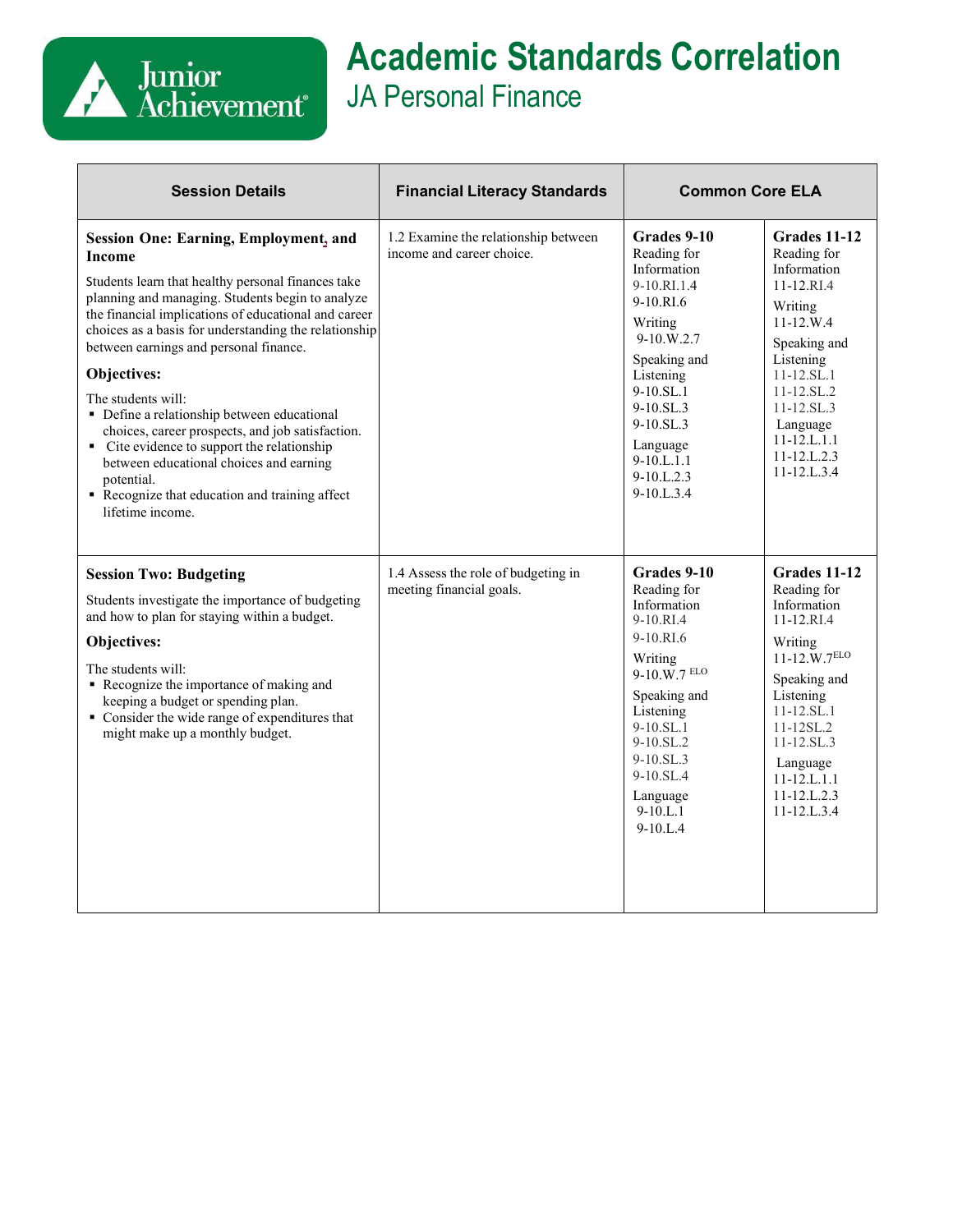# Academic Standards Correlation

## JA Personal Finance

| Session Details | Financial Literacy Standards | Common Core ELA | |
|---|---|---|---|
| **Session One: Earning, Employment, and Income**<br><br>Students learn that healthy personal finances take planning and managing. Students begin to analyze the financial implications of educational and career choices as a basis for understanding the relationship between earnings and personal finance.<br><br>**Objectives:**<br><br>The students will:<br>▪ Define a relationship between educational choices, career prospects, and job satisfaction.<br>▪ Cite evidence to support the relationship between educational choices and earning potential.<br>▪ Recognize that education and training affect lifetime income. | 1.2 Examine the relationship between income and career choice. | **Grades 9-10**<br>Reading for Information<br>9-10.RI.1.4<br>9-10.RI.6<br>Writing<br>9-10.W.2.7<br>Speaking and Listening<br>9-10.SL.1<br>9-10.SL.3<br>9-10.SL.3<br>Language<br>9-10.L.1.1<br>9-10.L.2.3<br>9-10.L.3.4 | **Grades 11-12**<br>Reading for Information<br>11-12.RI.4<br>Writing<br>11-12.W.4<br>Speaking and Listening<br>11-12.SL.1<br>11-12.SL.2<br>11-12.SL.3<br>Language<br>11-12.L.1.1<br>11-12.L.2.3<br>11-12.L.3.4 |
| **Session Two: Budgeting**<br><br>Students investigate the importance of budgeting and how to plan for staying within a budget.<br><br>**Objectives:**<br><br>The students will:<br>▪ Recognize the importance of making and keeping a budget or spending plan.<br>▪ Consider the wide range of expenditures that might make up a monthly budget. | 1.4 Assess the role of budgeting in meeting financial goals. | **Grades 9-10**<br>Reading for Information<br>9-10.RI.4<br>9-10.RI.6<br>Writing<br>9-10.W.7 ELO<br>Speaking and Listening<br>9-10.SL.1<br>9-10.SL.2<br>9-10.SL.3<br>9-10.SL.4<br>Language<br>9-10.L.1<br>9-10.L.4 | **Grades 11-12**<br>Reading for Information<br>11-12.RI.4<br>Writing<br>11-12.W.7ELO<br>Speaking and Listening<br>11-12.SL.1<br>11-12SL.2<br>11-12.SL.3<br>Language<br>11-12.L.1.1<br>11-12.L.2.3<br>11-12.L.3.4 |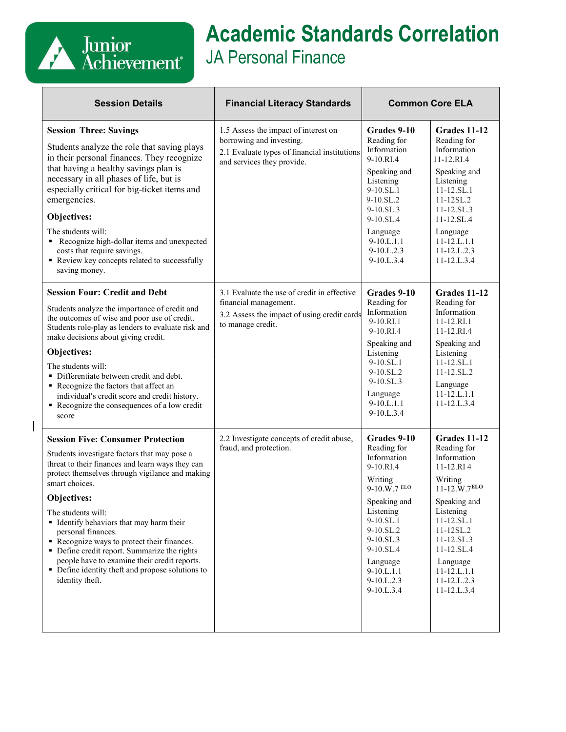# Academic Standards Correlation

## JA Personal Finance

| Session Details | Financial Literacy Standards | Common Core ELA | |
|---|---|---|---|
| **Session Three: Savings**<br><br>Students analyze the role that saving plays in their personal finances. They recognize that having a healthy savings plan is necessary in all phases of life, but is especially critical for big-ticket items and emergencies.<br><br>**Objectives:**<br><br>The students will:<br>▪ Recognize high-dollar items and unexpected costs that require savings.<br>▪ Review key concepts related to successfully saving money. | 1.5 Assess the impact of interest on borrowing and investing.<br>2.1 Evaluate types of financial institutions and services they provide. | **Grades 9-10**<br>Reading for Information<br>9-10.RI.4<br><br>Speaking and Listening<br>9-10.SL.1<br>9-10.SL.2<br>9-10.SL.3<br>9-10.SL.4<br><br>Language<br>9-10.L.1.1<br>9-10.L.2.3<br>9-10.L.3.4 | **Grades 11-12**<br>Reading for Information<br>11-12.RI.4<br><br>Speaking and Listening<br>11-12.SL.1<br>11-12SL.2<br>11-12.SL.3<br>11-12.SL.4<br><br>Language<br>11-12.L.1.1<br>11-12.L.2.3<br>11-12.L.3.4 |
| **Session Four: Credit and Debt**<br><br>Students analyze the importance of credit and the outcomes of wise and poor use of credit. Students role-play as lenders to evaluate risk and make decisions about giving credit.<br><br>**Objectives:**<br><br>The students will:<br>▪ Differentiate between credit and debt.<br>▪ Recognize the factors that affect an individual's credit score and credit history.<br>▪ Recognize the consequences of a low credit score | 3.1 Evaluate the use of credit in effective financial management.<br>3.2 Assess the impact of using credit cards to manage credit. | **Grades 9-10**<br>Reading for Information<br>9-10.RI.1<br>9-10.RI.4<br><br>Speaking and Listening<br>9-10.SL.1<br>9-10.SL.2<br>9-10.SL.3<br><br>Language<br>9-10.L.1.1<br>9-10.L.3.4 | **Grades 11-12**<br>Reading for Information<br>11-12.RI.1<br>11-12.RI.4<br><br>Speaking and Listening<br>11-12.SL.1<br>11-12.SL.2<br><br>Language<br>11-12.L.1.1<br>11-12.L.3.4 |
| **Session Five: Consumer Protection**<br><br>Students investigate factors that may pose a threat to their finances and learn ways they can protect themselves through vigilance and making smart choices.<br><br>**Objectives:**<br><br>The students will:<br>▪ Identify behaviors that may harm their personal finances.<br>▪ Recognize ways to protect their finances.<br>▪ Define credit report. Summarize the rights people have to examine their credit reports.<br>▪ Define identity theft and propose solutions to identity theft. | 2.2 Investigate concepts of credit abuse, fraud, and protection. | **Grades 9-10**<br>Reading for Information<br>9-10.RI.4<br><br>Writing<br>9-10.W.7 ELO<br><br>Speaking and Listening<br>9-10.SL.1<br>9-10.SL.2<br>9-10.SL.3<br>9-10.SL.4<br><br>Language<br>9-10.L.1.1<br>9-10.L.2.3<br>9-10.L.3.4 | **Grades 11-12**<br>Reading for Information<br>11-12.RI 4<br><br>Writing<br>11-12.W.7**ELO**<br><br>Speaking and Listening<br>11-12.SL.1<br>11-12SL.2<br>11-12.SL.3<br>11-12.SL.4<br><br>Language<br>11-12.L.1.1<br>11-12.L.2.3<br>11-12.L.3.4 |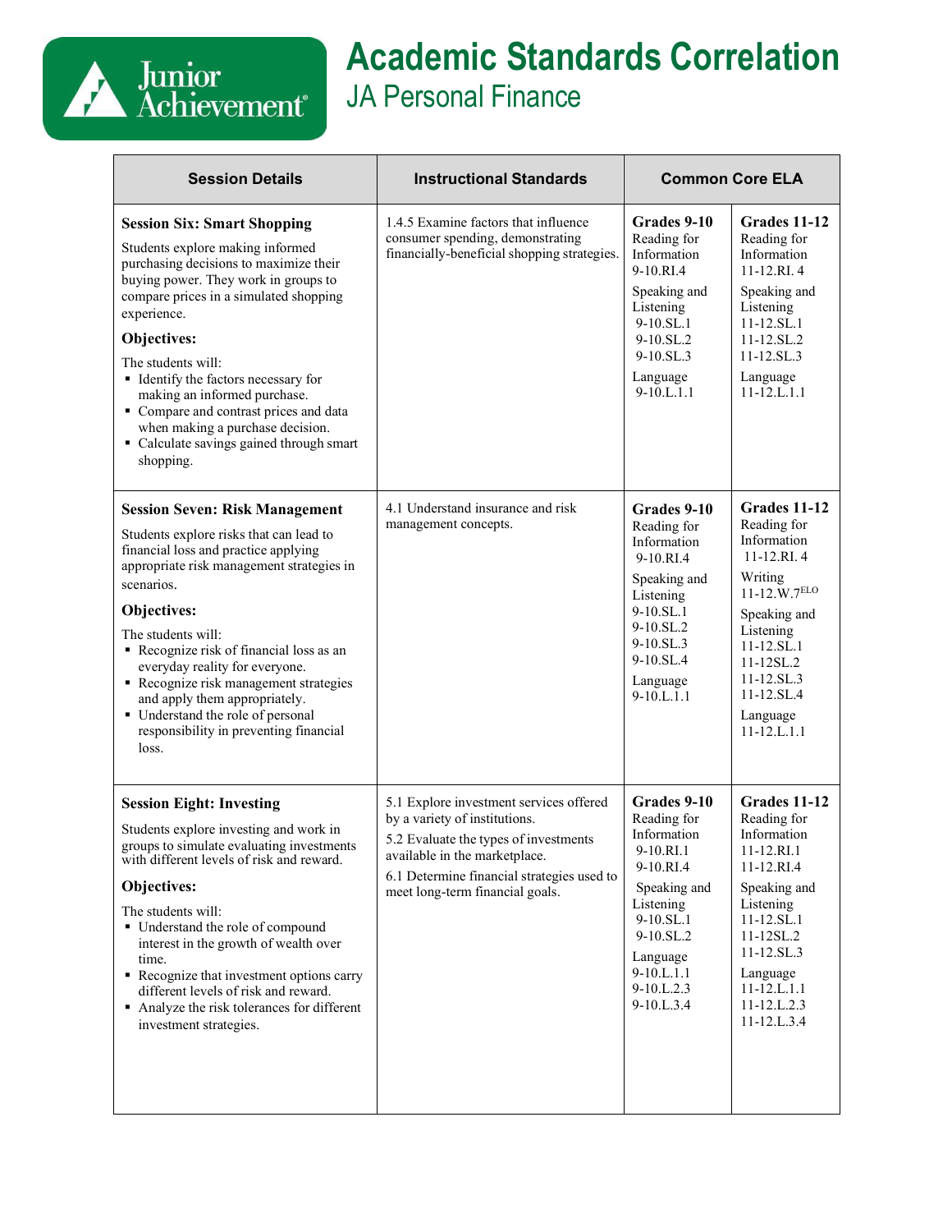# Academic Standards Correlation

## JA Personal Finance

| Session Details | Instructional Standards | Common Core ELA | |
|---|---|---|---|
| **Session Six: Smart Shopping**<br><br>Students explore making informed purchasing decisions to maximize their buying power. They work in groups to compare prices in a simulated shopping experience.<br><br>**Objectives:**<br><br>The students will:<br>▪ Identify the factors necessary for making an informed purchase.<br>▪ Compare and contrast prices and data when making a purchase decision.<br>▪ Calculate savings gained through smart shopping. | 1.4.5 Examine factors that influence consumer spending, demonstrating financially-beneficial shopping strategies. | **Grades 9-10**<br>Reading for Information<br>9-10.RI.4<br><br>Speaking and Listening<br>9-10.SL.1<br>9-10.SL.2<br>9-10.SL.3<br><br>Language<br>9-10.L.1.1 | **Grades 11-12**<br>Reading for Information<br>11-12.RI. 4<br><br>Speaking and Listening<br>11-12.SL.1<br>11-12.SL.2<br>11-12.SL.3<br><br>Language<br>11-12.L.1.1 |
| **Session Seven: Risk Management**<br><br>Students explore risks that can lead to financial loss and practice applying appropriate risk management strategies in scenarios.<br><br>**Objectives:**<br><br>The students will:<br>▪ Recognize risk of financial loss as an everyday reality for everyone.<br>▪ Recognize risk management strategies and apply them appropriately.<br>▪ Understand the role of personal responsibility in preventing financial loss. | 4.1 Understand insurance and risk management concepts. | **Grades 9-10**<br>Reading for Information<br>9-10.RI.4<br><br>Speaking and Listening<br>9-10.SL.1<br>9-10.SL.2<br>9-10.SL.3<br>9-10.SL.4<br><br>Language<br>9-10.L.1.1 | **Grades 11-12**<br>Reading for Information<br>11-12.RI. 4<br><br>Writing<br>11-12.W.7[ELO]<br><br>Speaking and Listening<br>11-12.SL.1<br>11-12SL.2<br>11-12.SL.3<br>11-12.SL.4<br><br>Language<br>11-12.L.1.1 |
| **Session Eight: Investing**<br><br>Students explore investing and work in groups to simulate evaluating investments with different levels of risk and reward.<br><br>**Objectives:**<br><br>The students will:<br>▪ Understand the role of compound interest in the growth of wealth over time.<br>▪ Recognize that investment options carry different levels of risk and reward.<br>▪ Analyze the risk tolerances for different investment strategies. | 5.1 Explore investment services offered by a variety of institutions.<br><br>5.2 Evaluate the types of investments available in the marketplace.<br><br>6.1 Determine financial strategies used to meet long-term financial goals. | **Grades 9-10**<br>Reading for Information<br>9-10.RI.1<br>9-10.RI.4<br><br>Speaking and Listening<br>9-10.SL.1<br>9-10.SL.2<br><br>Language<br>9-10.L.1.1<br>9-10.L.2.3<br>9-10.L.3.4 | **Grades 11-12**<br>Reading for Information<br>11-12.RI.1<br>11-12.RI.4<br><br>Speaking and Listening<br>11-12.SL.1<br>11-12SL.2<br>11-12.SL.3<br><br>Language<br>11-12.L.1.1<br>11-12.L.2.3<br>11-12.L.3.4 |